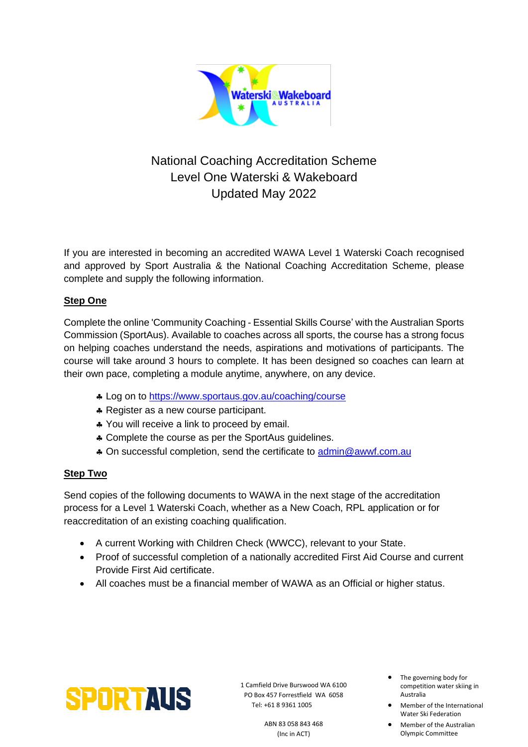# National Coaching Accreditation Scheme
# Level One Waterski & Wakeboard
# Updated May 2022

If you are interested in becoming an accredited WAWA Level 1 Waterski Coach recognised and approved by Sport Australia & the National Coaching Accreditation Scheme, please complete and supply the following information.

**Step One**

Complete the online 'Community Coaching - Essential Skills Course' with the Australian Sports Commission (SportAus). Available to coaches across all sports, the course has a strong focus on helping coaches understand the needs, aspirations and motivations of participants. The course will take around 3 hours to complete. It has been designed so coaches can learn at their own pace, completing a module anytime, anywhere, on any device.

- Log on to [https://www.sportaus.gov.au/coaching/course](https://www.sportaus.gov.au/coaching/course)
- Register as a new course participant.
- You will receive a link to proceed by email.
- Complete the course as per the SportAus guidelines.
- On successful completion, send the certificate to [admin@awwf.com.au](mailto:admin@awwf.com.au)

**Step Two**

Send copies of the following documents to WAWA in the next stage of the accreditation process for a Level 1 Waterski Coach, whether as a New Coach, RPL application or for reaccreditation of an existing coaching qualification.

- A current Working with Children Check (WWCC), relevant to your State.
- Proof of successful completion of a nationally accredited First Aid Course and current Provide First Aid certificate.
- All coaches must be a financial member of WAWA as an Official or higher status.

1 Camfield Drive Burswood WA 6100
PO Box 457 Forrestfield WA 6058
Tel: +61 8 9361 1005

ABN 83 058 843 468
(Inc in ACT)

- The governing body for competition water skiing in Australia
- Member of the International Water Ski Federation
- Member of the Australian Olympic Committee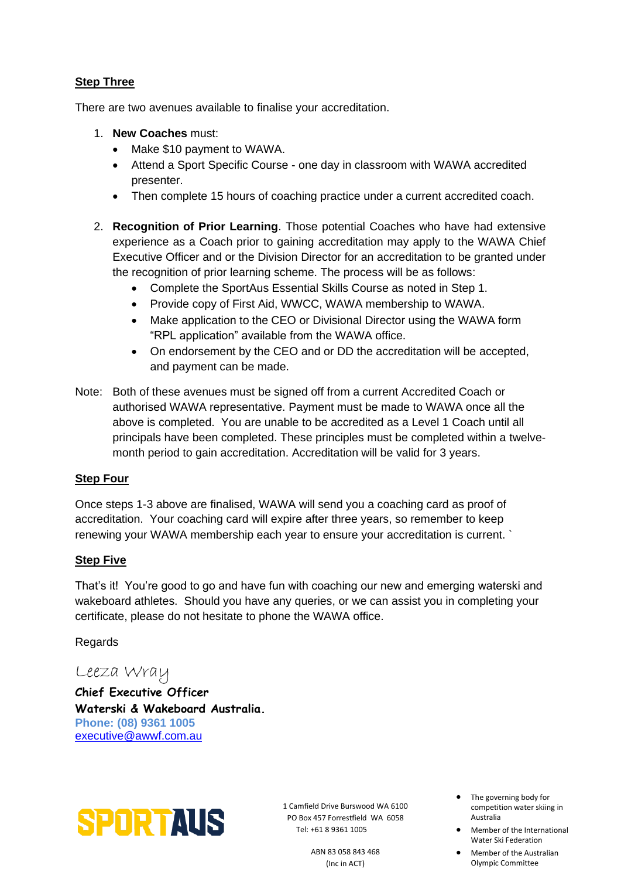## Step Three

There are two avenues available to finalise your accreditation.

1. **New Coaches** must:
   - Make $10 payment to WAWA.
   - Attend a Sport Specific Course - one day in classroom with WAWA accredited presenter.
   - Then complete 15 hours of coaching practice under a current accredited coach.

2. **Recognition of Prior Learning**. Those potential Coaches who have had extensive experience as a Coach prior to gaining accreditation may apply to the WAWA Chief Executive Officer and or the Division Director for an accreditation to be granted under the recognition of prior learning scheme. The process will be as follows:
   - Complete the SportAus Essential Skills Course as noted in Step 1.
   - Provide copy of First Aid, WWCC, WAWA membership to WAWA.
   - Make application to the CEO or Divisional Director using the WAWA form "RPL application" available from the WAWA office.
   - On endorsement by the CEO and or DD the accreditation will be accepted, and payment can be made.

Note: Both of these avenues must be signed off from a current Accredited Coach or authorised WAWA representative. Payment must be made to WAWA once all the above is completed. You are unable to be accredited as a Level 1 Coach until all principals have been completed. These principles must be completed within a twelve-month period to gain accreditation. Accreditation will be valid for 3 years.

## Step Four

Once steps 1-3 above are finalised, WAWA will send you a coaching card as proof of accreditation. Your coaching card will expire after three years, so remember to keep renewing your WAWA membership each year to ensure your accreditation is current. `

## Step Five

That's it! You're good to go and have fun with coaching our new and emerging waterski and wakeboard athletes. Should you have any queries, or we can assist you in completing your certificate, please do not hesitate to phone the WAWA office.

Regards

Leeza Wray

**Chief Executive Officer**
**Waterski & Wakeboard Australia.**
**Phone: (08) 9361 1005**
executive@awwf.com.au

SPORTAUS

1 Camfield Drive Burswood WA 6100
PO Box 457 Forrestfield WA 6058
Tel: +61 8 9361 1005

ABN 83 058 843 468
(Inc in ACT)

- The governing body for competition water skiing in Australia
- Member of the International Water Ski Federation
- Member of the Australian Olympic Committee